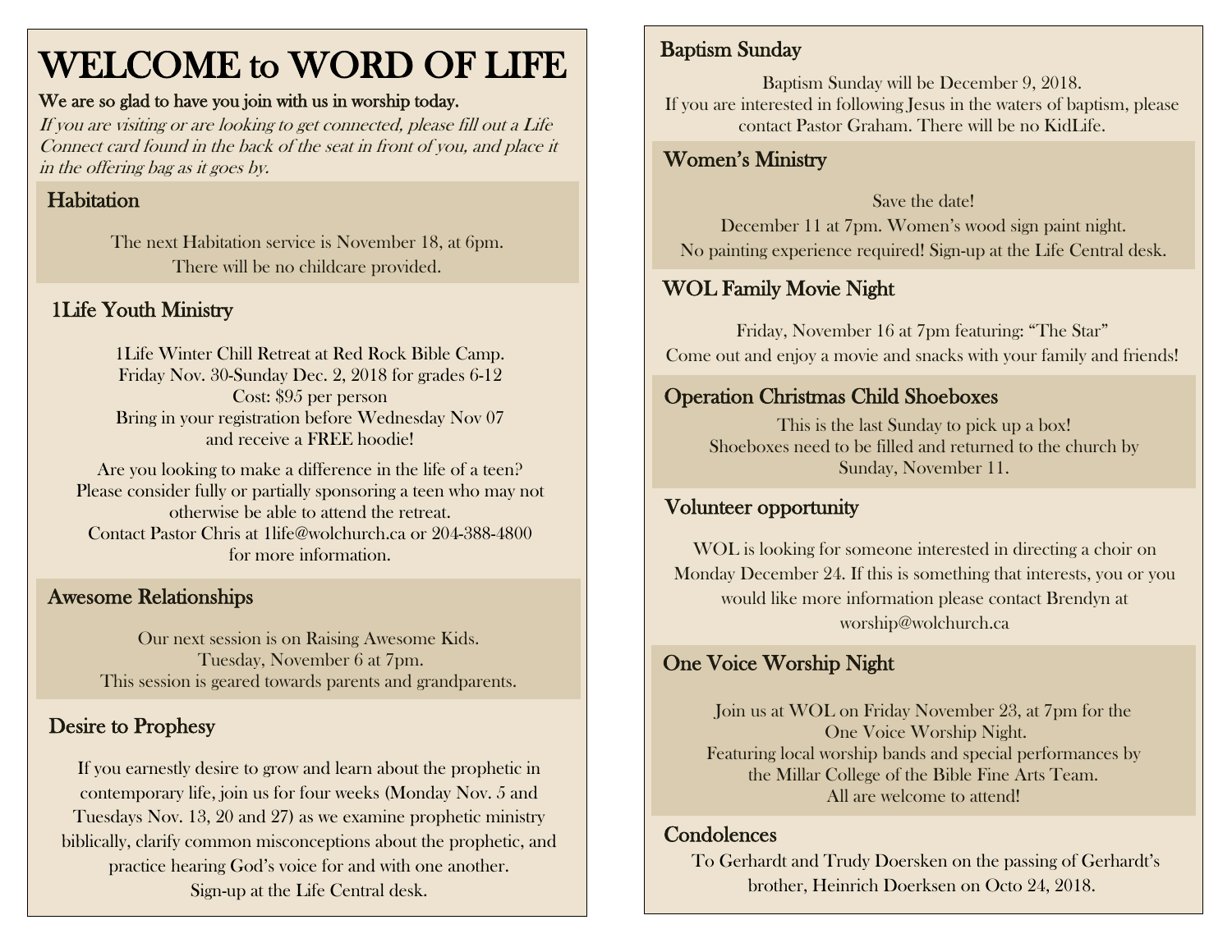# WELCOME to WORD OF LIFE

**We are so glad to have you join with us in worship today.**

*If you are visiting or are looking to get connected, please fill out a Life Connect card found in the back of the seat in front of you, and place it in the offering bag as it goes by.*

## Habitation

The next Habitation service is November 18, at 6pm.
There will be no childcare provided.

## 1Life Youth Ministry

1Life Winter Chill Retreat at Red Rock Bible Camp.
Friday Nov. 30-Sunday Dec. 2, 2018 for grades 6-12
Cost: $95 per person
Bring in your registration before Wednesday Nov 07
and receive a FREE hoodie!

Are you looking to make a difference in the life of a teen?
Please consider fully or partially sponsoring a teen who may not otherwise be able to attend the retreat.
Contact Pastor Chris at 1life@wolchurch.ca or 204-388-4800 for more information.

## Awesome Relationships

Our next session is on Raising Awesome Kids.
Tuesday, November 6 at 7pm.
This session is geared towards parents and grandparents.

## Desire to Prophesy

If you earnestly desire to grow and learn about the prophetic in contemporary life, join us for four weeks (Monday Nov. 5 and Tuesdays Nov. 13, 20 and 27) as we examine prophetic ministry biblically, clarify common misconceptions about the prophetic, and practice hearing God's voice for and with one another.
Sign-up at the Life Central desk.

## Baptism Sunday

Baptism Sunday will be December 9, 2018.
If you are interested in following Jesus in the waters of baptism, please contact Pastor Graham. There will be no KidLife.

## Women's Ministry

Save the date!
December 11 at 7pm. Women's wood sign paint night.
No painting experience required! Sign-up at the Life Central desk.

## WOL Family Movie Night

Friday, November 16 at 7pm featuring: "The Star"
Come out and enjoy a movie and snacks with your family and friends!

## Operation Christmas Child Shoeboxes

This is the last Sunday to pick up a box!
Shoeboxes need to be filled and returned to the church by Sunday, November 11.

## Volunteer opportunity

WOL is looking for someone interested in directing a choir on Monday December 24. If this is something that interests, you or you would like more information please contact Brendyn at worship@wolchurch.ca

## One Voice Worship Night

Join us at WOL on Friday November 23, at 7pm for the One Voice Worship Night.
Featuring local worship bands and special performances by the Millar College of the Bible Fine Arts Team.
All are welcome to attend!

## Condolences

To Gerhardt and Trudy Doersken on the passing of Gerhardt's brother, Heinrich Doerksen on Octo 24, 2018.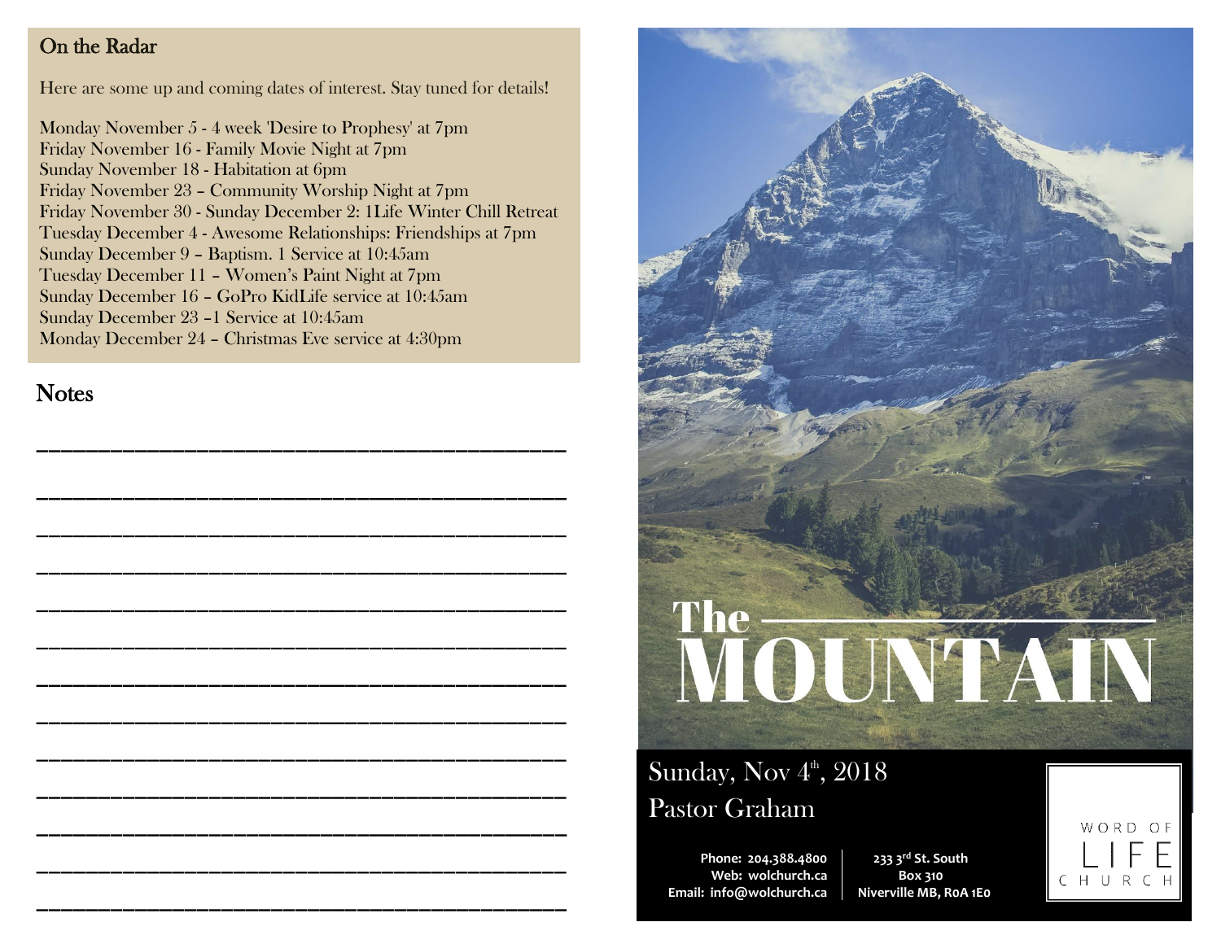## On the Radar

Here are some up and coming dates of interest. Stay tuned for details!

Monday November 5 - 4 week 'Desire to Prophesy' at 7pm
Friday November 16 - Family Movie Night at 7pm
Sunday November 18 - Habitation at 6pm
Friday November 23 – Community Worship Night at 7pm
Friday November 30 - Sunday December 2: 1Life Winter Chill Retreat
Tuesday December 4 - Awesome Relationships: Friendships at 7pm
Sunday December 9 – Baptism. 1 Service at 10:45am
Tuesday December 11 – Women's Paint Night at 7pm
Sunday December 16 – GoPro KidLife service at 10:45am
Sunday December 23 –1 Service at 10:45am
Monday December 24 – Christmas Eve service at 4:30pm

## Notes

______________________________________________

______________________________________________

______________________________________________

______________________________________________

______________________________________________

______________________________________________

______________________________________________

______________________________________________

______________________________________________

______________________________________________

______________________________________________

______________________________________________

______________________________________________

# The MOUNTAIN

Sunday, Nov 4th, 2018
Pastor Graham

**Phone: 204.388.4800**
**Web: wolchurch.ca**
**Email: info@wolchurch.ca**

**233 3rd St. South**
**Box 310**
**Niverville MB, R0A 1E0**

WORD OF LIFE CHURCH